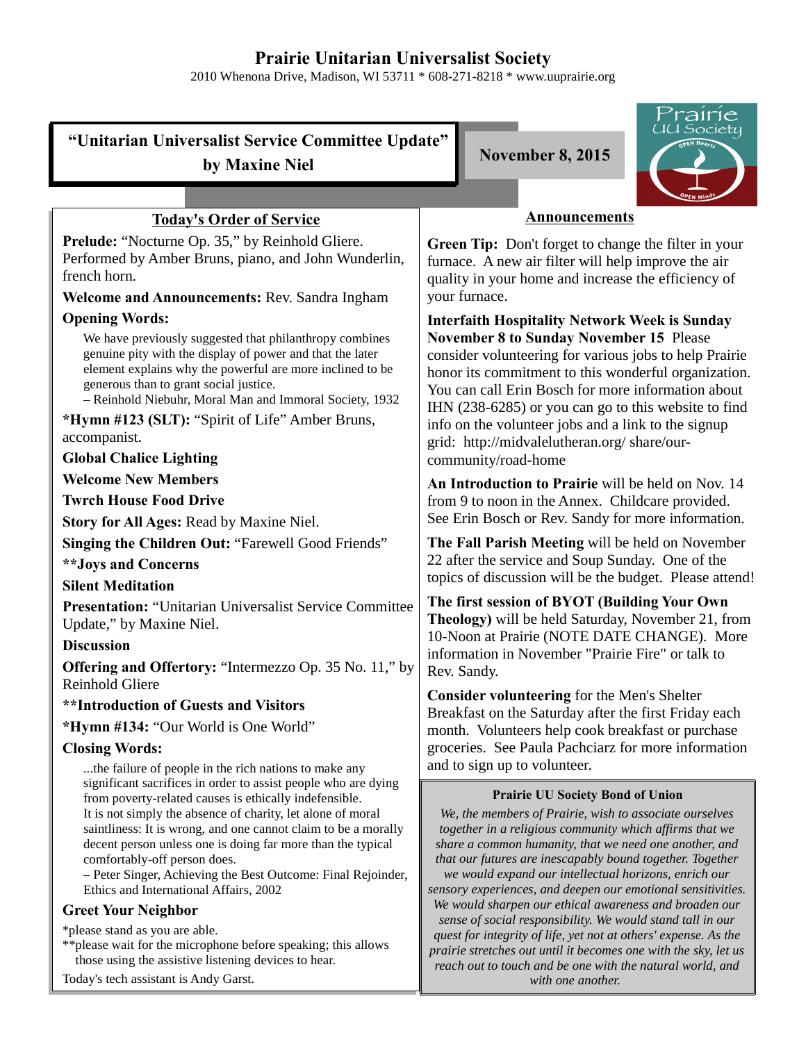# Prairie Unitarian Universalist Society

2010 Whenona Drive, Madison, WI 53711 * 608-271-8218 * www.uuprairie.org

## "Unitarian Universalist Service Committee Update" by Maxine Niel

**November 8, 2015**

### Today's Order of Service

**Prelude:** "Nocturne Op. 35," by Reinhold Gliere. Performed by Amber Bruns, piano, and John Wunderlin, french horn.

**Welcome and Announcements:** Rev. Sandra Ingham

**Opening Words:**

> We have previously suggested that philanthropy combines genuine pity with the display of power and that the later element explains why the powerful are more inclined to be generous than to grant social justice.
> – Reinhold Niebuhr, Moral Man and Immoral Society, 1932

***Hymn #123 (SLT):** "Spirit of Life" Amber Bruns, accompanist.

**Global Chalice Lighting**

**Welcome New Members**

**Twrch House Food Drive**

**Story for All Ages:** Read by Maxine Niel.

**Singing the Children Out:** "Farewell Good Friends"

****Joys and Concerns**

**Silent Meditation**

**Presentation:** "Unitarian Universalist Service Committee Update," by Maxine Niel.

**Discussion**

**Offering and Offertory:** "Intermezzo Op. 35 No. 11," by Reinhold Gliere

****Introduction of Guests and Visitors**

***Hymn #134:** "Our World is One World"

**Closing Words:**

> ...the failure of people in the rich nations to make any significant sacrifices in order to assist people who are dying from poverty-related causes is ethically indefensible. It is not simply the absence of charity, let alone of moral saintliness: It is wrong, and one cannot claim to be a morally decent person unless one is doing far more than the typical comfortably-off person does.
> – Peter Singer, Achieving the Best Outcome: Final Rejoinder, Ethics and International Affairs, 2002

**Greet Your Neighbor**

*please stand as you are able.
**please wait for the microphone before speaking; this allows those using the assistive listening devices to hear.

Today's tech assistant is Andy Garst.

### Announcements

**Green Tip:** Don't forget to change the filter in your furnace. A new air filter will help improve the air quality in your home and increase the efficiency of your furnace.

**Interfaith Hospitality Network Week is Sunday November 8 to Sunday November 15** Please consider volunteering for various jobs to help Prairie honor its commitment to this wonderful organization. You can call Erin Bosch for more information about IHN (238-6285) or you can go to this website to find info on the volunteer jobs and a link to the signup grid: http://midvalelutheran.org/ share/our-community/road-home

**An Introduction to Prairie** will be held on Nov. 14 from 9 to noon in the Annex. Childcare provided. See Erin Bosch or Rev. Sandy for more information.

**The Fall Parish Meeting** will be held on November 22 after the service and Soup Sunday. One of the topics of discussion will be the budget. Please attend!

**The first session of BYOT (Building Your Own Theology)** will be held Saturday, November 21, from 10-Noon at Prairie (NOTE DATE CHANGE). More information in November "Prairie Fire" or talk to Rev. Sandy.

**Consider volunteering** for the Men's Shelter Breakfast on the Saturday after the first Friday each month. Volunteers help cook breakfast or purchase groceries. See Paula Pachciarz for more information and to sign up to volunteer.

**Prairie UU Society Bond of Union**

*We, the members of Prairie, wish to associate ourselves together in a religious community which affirms that we share a common humanity, that we need one another, and that our futures are inescapably bound together. Together we would expand our intellectual horizons, enrich our sensory experiences, and deepen our emotional sensitivities. We would sharpen our ethical awareness and broaden our sense of social responsibility. We would stand tall in our quest for integrity of life, yet not at others' expense. As the prairie stretches out until it becomes one with the sky, let us reach out to touch and be one with the natural world, and with one another.*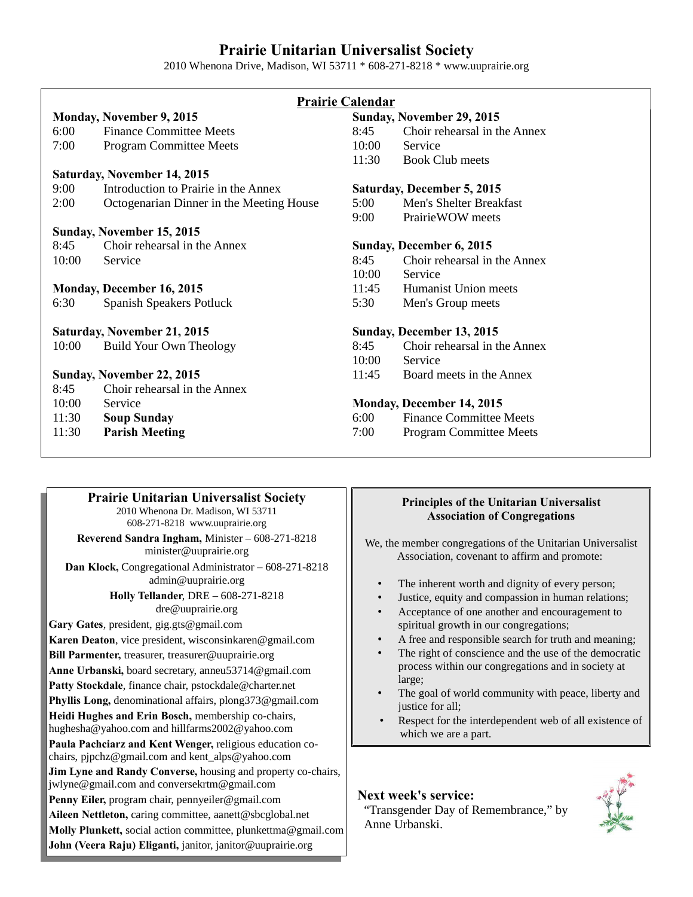# Prairie Unitarian Universalist Society

2010 Whenona Drive, Madison, WI 53711 * 608-271-8218 * www.uuprairie.org

## Prairie Calendar

**Monday, November 9, 2015**
6:00 Finance Committee Meets
7:00 Program Committee Meets

**Saturday, November 14, 2015**
9:00 Introduction to Prairie in the Annex
2:00 Octogenarian Dinner in the Meeting House

**Sunday, November 15, 2015**
8:45 Choir rehearsal in the Annex
10:00 Service

**Monday, December 16, 2015**
6:30 Spanish Speakers Potluck

**Saturday, November 21, 2015**
10:00 Build Your Own Theology

**Sunday, November 22, 2015**
8:45 Choir rehearsal in the Annex
10:00 Service
11:30 **Soup Sunday**
11:30 **Parish Meeting**

**Sunday, November 29, 2015**
8:45 Choir rehearsal in the Annex
10:00 Service
11:30 Book Club meets

**Saturday, December 5, 2015**
5:00 Men's Shelter Breakfast
9:00 PrairieWOW meets

**Sunday, December 6, 2015**
8:45 Choir rehearsal in the Annex
10:00 Service
11:45 Humanist Union meets
5:30 Men's Group meets

**Sunday, December 13, 2015**
8:45 Choir rehearsal in the Annex
10:00 Service
11:45 Board meets in the Annex

**Monday, December 14, 2015**
6:00 Finance Committee Meets
7:00 Program Committee Meets

### Prairie Unitarian Universalist Society

2010 Whenona Dr. Madison, WI 53711
608-271-8218 www.uuprairie.org

**Reverend Sandra Ingham,** Minister – 608-271-8218
minister@uuprairie.org

**Dan Klock,** Congregational Administrator – 608-271-8218
admin@uuprairie.org

**Holly Tellander**, DRE – 608-271-8218
dre@uuprairie.org

**Gary Gates**, president, gig.gts@gmail.com
**Karen Deaton**, vice president, wisconsinkaren@gmail.com
**Bill Parmenter,** treasurer, treasurer@uuprairie.org
**Anne Urbanski,** board secretary, anneu53714@gmail.com
**Patty Stockdale**, finance chair, pstockdale@charter.net
**Phyllis Long,** denominational affairs, plong373@gmail.com
**Heidi Hughes and Erin Bosch,** membership co-chairs, hughesha@yahoo.com and hillfarms2002@yahoo.com
**Paula Pachciarz and Kent Wenger,** religious education co-chairs, pjpchz@gmail.com and kent_alps@yahoo.com
**Jim Lyne and Randy Converse,** housing and property co-chairs, jwlyne@gmail.com and conversekrtm@gmail.com
**Penny Eiler,** program chair, pennyeiler@gmail.com
**Aileen Nettleton,** caring committee, aanett@sbcglobal.net
**Molly Plunkett,** social action committee, plunkettma@gmail.com
**John (Veera Raju) Eliganti,** janitor, janitor@uuprairie.org

### Principles of the Unitarian Universalist Association of Congregations

We, the member congregations of the Unitarian Universalist Association, covenant to affirm and promote:

- The inherent worth and dignity of every person;
- Justice, equity and compassion in human relations;
- Acceptance of one another and encouragement to spiritual growth in our congregations;
- A free and responsible search for truth and meaning;
- The right of conscience and the use of the democratic process within our congregations and in society at large;
- The goal of world community with peace, liberty and justice for all;
- Respect for the interdependent web of all existence of which we are a part.

**Next week's service:**
"Transgender Day of Remembrance," by Anne Urbanski.